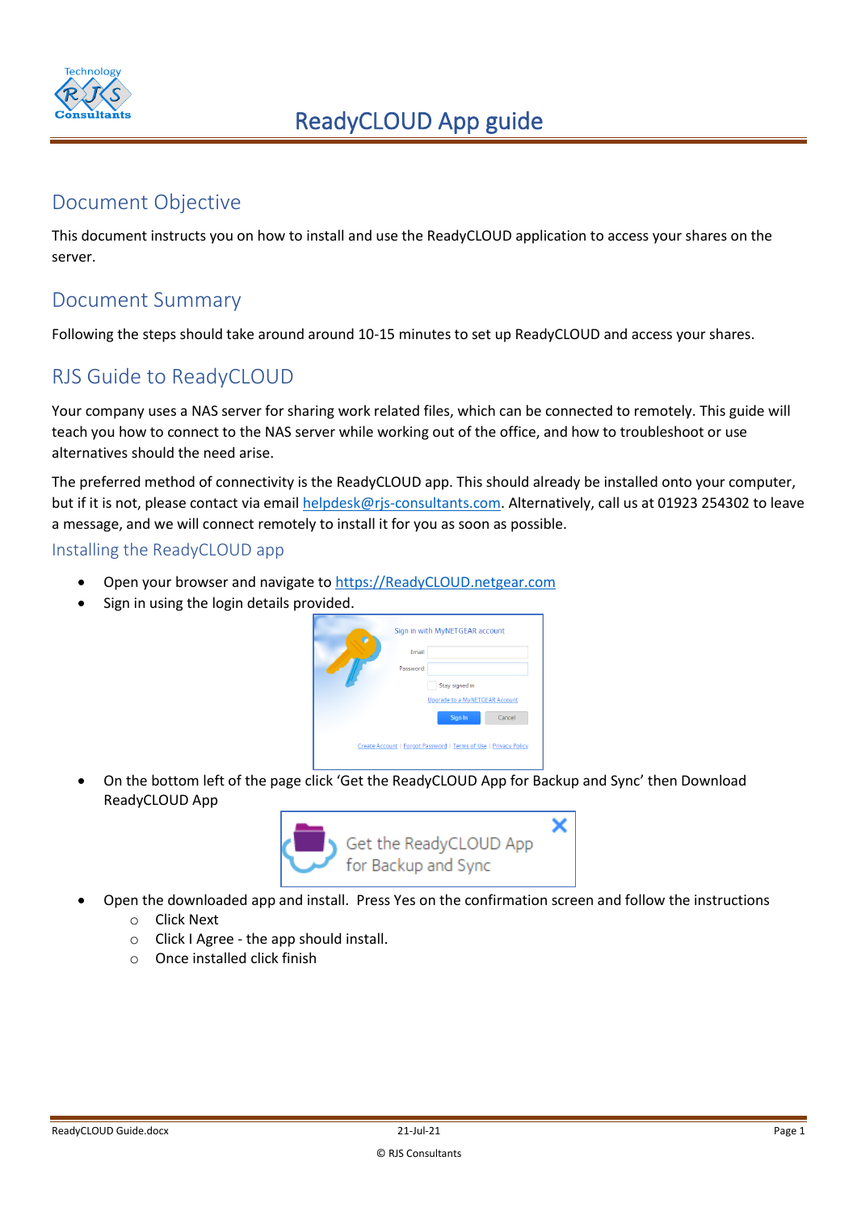# ReadyCLOUD App guide

## Document Objective

This document instructs you on how to install and use the ReadyCLOUD application to access your shares on the server.

## Document Summary

Following the steps should take around around 10-15 minutes to set up ReadyCLOUD and access your shares.

## RJS Guide to ReadyCLOUD

Your company uses a NAS server for sharing work related files, which can be connected to remotely. This guide will teach you how to connect to the NAS server while working out of the office, and how to troubleshoot or use alternatives should the need arise.

The preferred method of connectivity is the ReadyCLOUD app. This should already be installed onto your computer, but if it is not, please contact via email [helpdesk@rjs-consultants.com](mailto:helpdesk@rjs-consultants.com). Alternatively, call us at 01923 254302 to leave a message, and we will connect remotely to install it for you as soon as possible.

### Installing the ReadyCLOUD app

- Open your browser and navigate to [https://ReadyCLOUD.netgear.com](https://ReadyCLOUD.netgear.com)
- Sign in using the login details provided.
- On the bottom left of the page click 'Get the ReadyCLOUD App for Backup and Sync' then Download ReadyCLOUD App
- Open the downloaded app and install. Press Yes on the confirmation screen and follow the instructions
  - Click Next
  - Click I Agree - the app should install.
  - Once installed click finish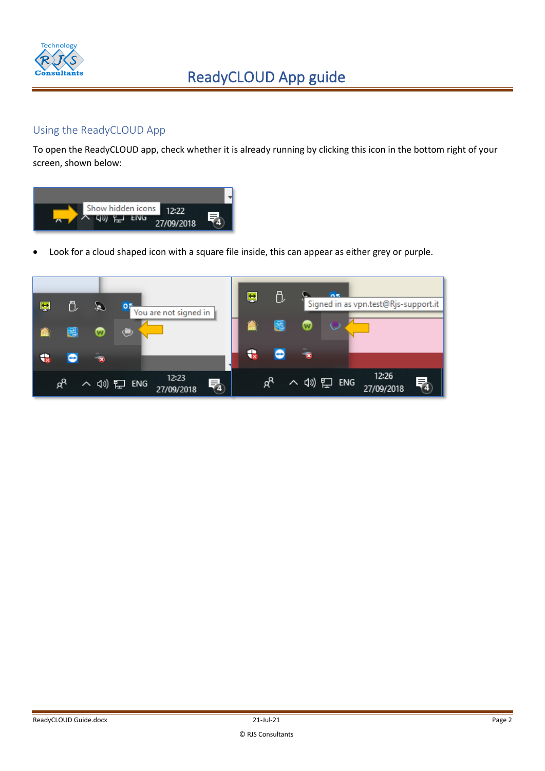## Using the ReadyCLOUD App

To open the ReadyCLOUD app, check whether it is already running by clicking this icon in the bottom right of your screen, shown below:

- Look for a cloud shaped icon with a square file inside, this can appear as either grey or purple.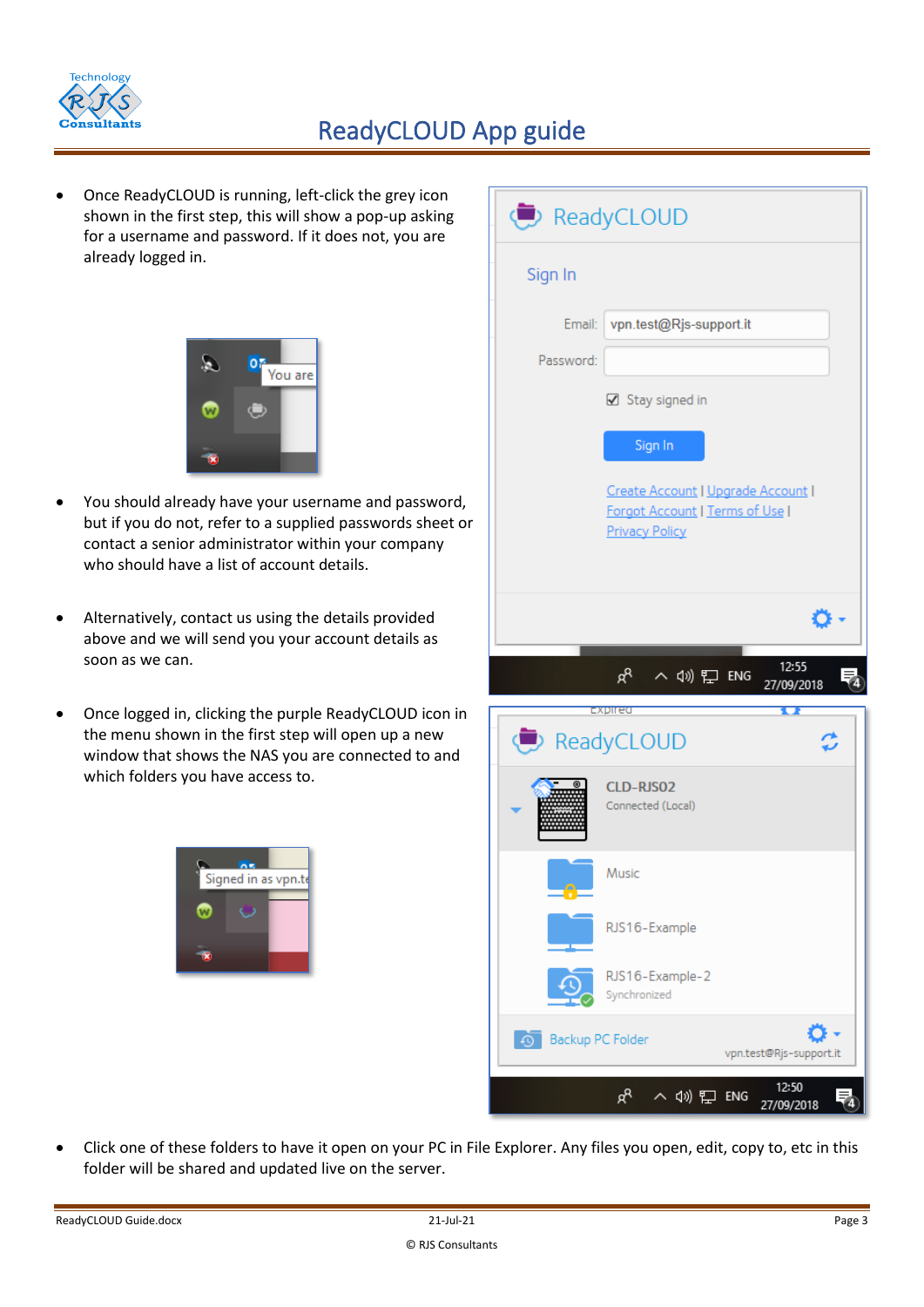- Once ReadyCLOUD is running, left-click the grey icon shown in the first step, this will show a pop-up asking for a username and password. If it does not, you are already logged in.

- You should already have your username and password, but if you do not, refer to a supplied passwords sheet or contact a senior administrator within your company who should have a list of account details.

- Alternatively, contact us using the details provided above and we will send you your account details as soon as we can.

- Once logged in, clicking the purple ReadyCLOUD icon in the menu shown in the first step will open up a new window that shows the NAS you are connected to and which folders you have access to.

- Click one of these folders to have it open on your PC in File Explorer. Any files you open, edit, copy to, etc in this folder will be shared and updated live on the server.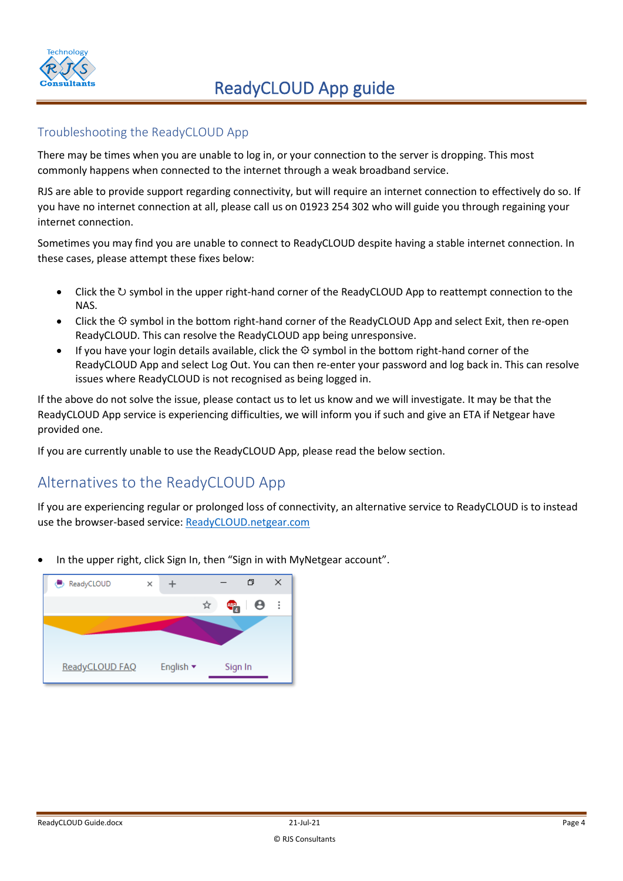## Troubleshooting the ReadyCLOUD App

There may be times when you are unable to log in, or your connection to the server is dropping. This most commonly happens when connected to the internet through a weak broadband service.

RJS are able to provide support regarding connectivity, but will require an internet connection to effectively do so. If you have no internet connection at all, please call us on 01923 254 302 who will guide you through regaining your internet connection.

Sometimes you may find you are unable to connect to ReadyCLOUD despite having a stable internet connection. In these cases, please attempt these fixes below:

- Click the ↻ symbol in the upper right-hand corner of the ReadyCLOUD App to reattempt connection to the NAS.
- Click the ⚙ symbol in the bottom right-hand corner of the ReadyCLOUD App and select Exit, then re-open ReadyCLOUD. This can resolve the ReadyCLOUD app being unresponsive.
- If you have your login details available, click the ⚙ symbol in the bottom right-hand corner of the ReadyCLOUD App and select Log Out. You can then re-enter your password and log back in. This can resolve issues where ReadyCLOUD is not recognised as being logged in.

If the above do not solve the issue, please contact us to let us know and we will investigate. It may be that the ReadyCLOUD App service is experiencing difficulties, we will inform you if such and give an ETA if Netgear have provided one.

If you are currently unable to use the ReadyCLOUD App, please read the below section.

## Alternatives to the ReadyCLOUD App

If you are experiencing regular or prolonged loss of connectivity, an alternative service to ReadyCLOUD is to instead use the browser-based service: [ReadyCLOUD.netgear.com](ReadyCLOUD.netgear.com)

- In the upper right, click Sign In, then "Sign in with MyNetgear account".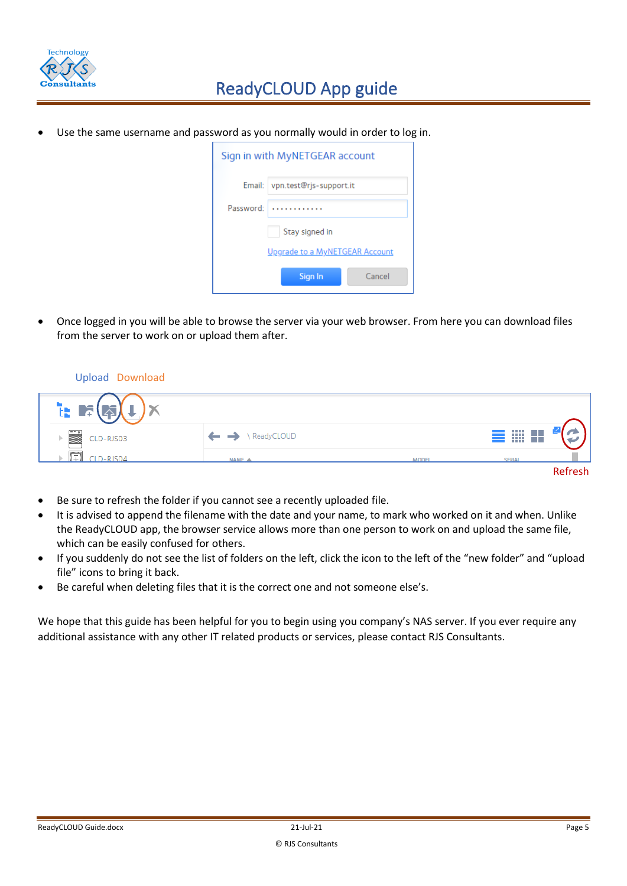- Use the same username and password as you normally would in order to log in.

Sign in with MyNETGEAR account

Email: vpn.test@rjs-support.it

Password: ············

Stay signed in

Upgrade to a MyNETGEAR Account

Sign In Cancel

- Once logged in you will be able to browse the server via your web browser. From here you can download files from the server to work on or upload them after.

Upload Download

CLD-RJS03

CLD-RJS04

\ ReadyCLOUD

NAME MODEL SERIAL

Refresh

- Be sure to refresh the folder if you cannot see a recently uploaded file.
- It is advised to append the filename with the date and your name, to mark who worked on it and when. Unlike the ReadyCLOUD app, the browser service allows more than one person to work on and upload the same file, which can be easily confused for others.
- If you suddenly do not see the list of folders on the left, click the icon to the left of the "new folder" and "upload file" icons to bring it back.
- Be careful when deleting files that it is the correct one and not someone else's.

We hope that this guide has been helpful for you to begin using you company's NAS server. If you ever require any additional assistance with any other IT related products or services, please contact RJS Consultants.